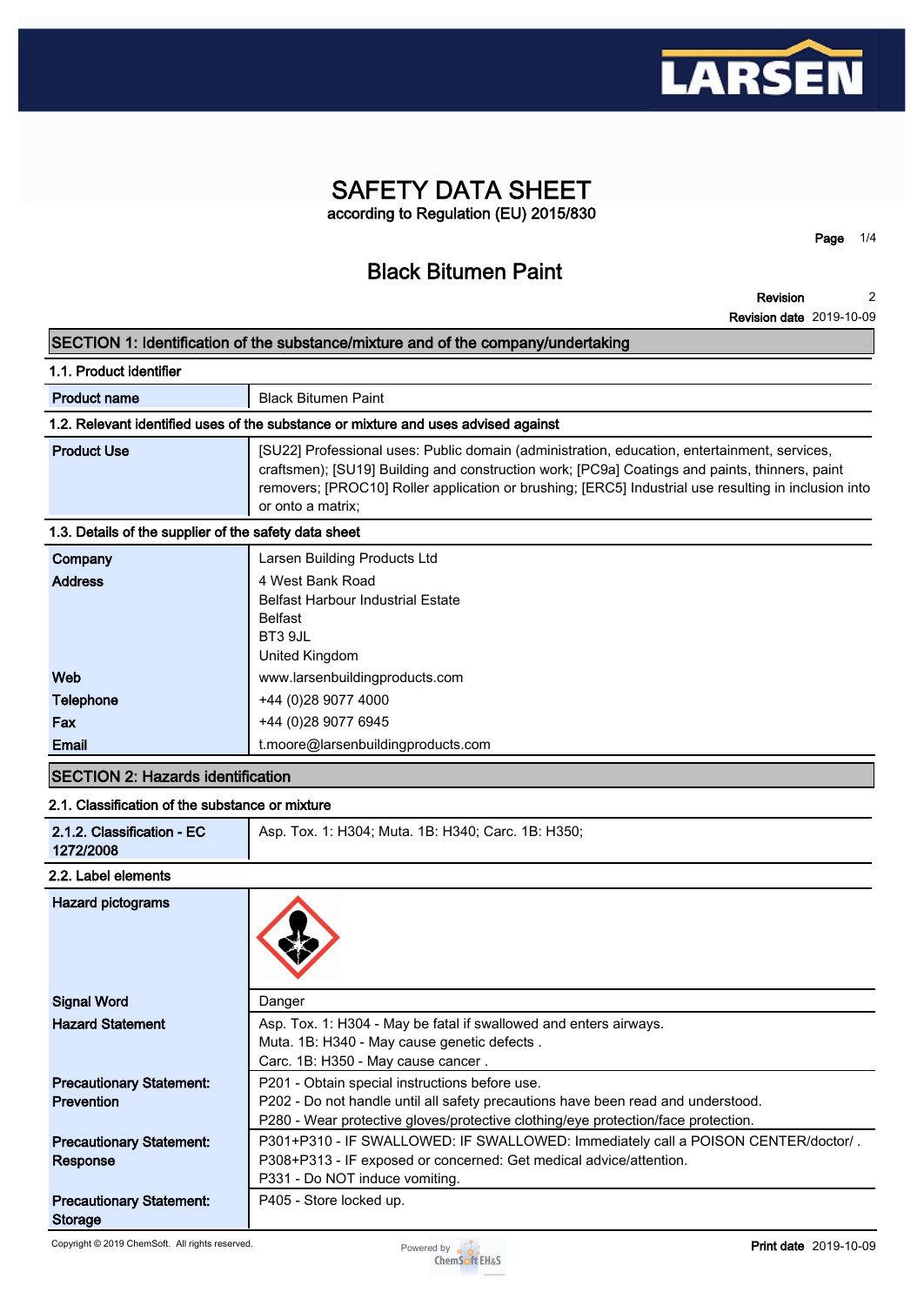# SAFETY DATA SHEET

according to Regulation (EU) 2015/830

## Black Bitumen Paint

**Revision** 2
**Revision date** 2019-10-09

## SECTION 1: Identification of the substance/mixture and of the company/undertaking

### 1.1. Product identifier

| | |
|---|---|
| **Product name** | Black Bitumen Paint |

### 1.2. Relevant identified uses of the substance or mixture and uses advised against

| | |
|---|---|
| **Product Use** | [SU22] Professional uses: Public domain (administration, education, entertainment, services, craftsmen); [SU19] Building and construction work; [PC9a] Coatings and paints, thinners, paint removers; [PROC10] Roller application or brushing; [ERC5] Industrial use resulting in inclusion into or onto a matrix; |

### 1.3. Details of the supplier of the safety data sheet

| | |
|---|---|
| **Company** | Larsen Building Products Ltd |
| **Address** | 4 West Bank Road<br>Belfast Harbour Industrial Estate<br>Belfast<br>BT3 9JL<br>United Kingdom |
| **Web** | www.larsenbuildingproducts.com |
| **Telephone** | +44 (0)28 9077 4000 |
| **Fax** | +44 (0)28 9077 6945 |
| **Email** | t.moore@larsenbuildingproducts.com |

## SECTION 2: Hazards identification

### 2.1. Classification of the substance or mixture

| | |
|---|---|
| **2.1.2. Classification - EC 1272/2008** | Asp. Tox. 1: H304; Muta. 1B: H340; Carc. 1B: H350; |

### 2.2. Label elements

| | |
|---|---|
| **Hazard pictograms** | |
| **Signal Word** | Danger |
| **Hazard Statement** | Asp. Tox. 1: H304 - May be fatal if swallowed and enters airways.<br>Muta. 1B: H340 - May cause genetic defects .<br>Carc. 1B: H350 - May cause cancer . |
| **Precautionary Statement: Prevention** | P201 - Obtain special instructions before use.<br>P202 - Do not handle until all safety precautions have been read and understood.<br>P280 - Wear protective gloves/protective clothing/eye protection/face protection. |
| **Precautionary Statement: Response** | P301+P310 - IF SWALLOWED: IF SWALLOWED: Immediately call a POISON CENTER/doctor/ .<br>P308+P313 - IF exposed or concerned: Get medical advice/attention.<br>P331 - Do NOT induce vomiting. |
| **Precautionary Statement: Storage** | P405 - Store locked up. |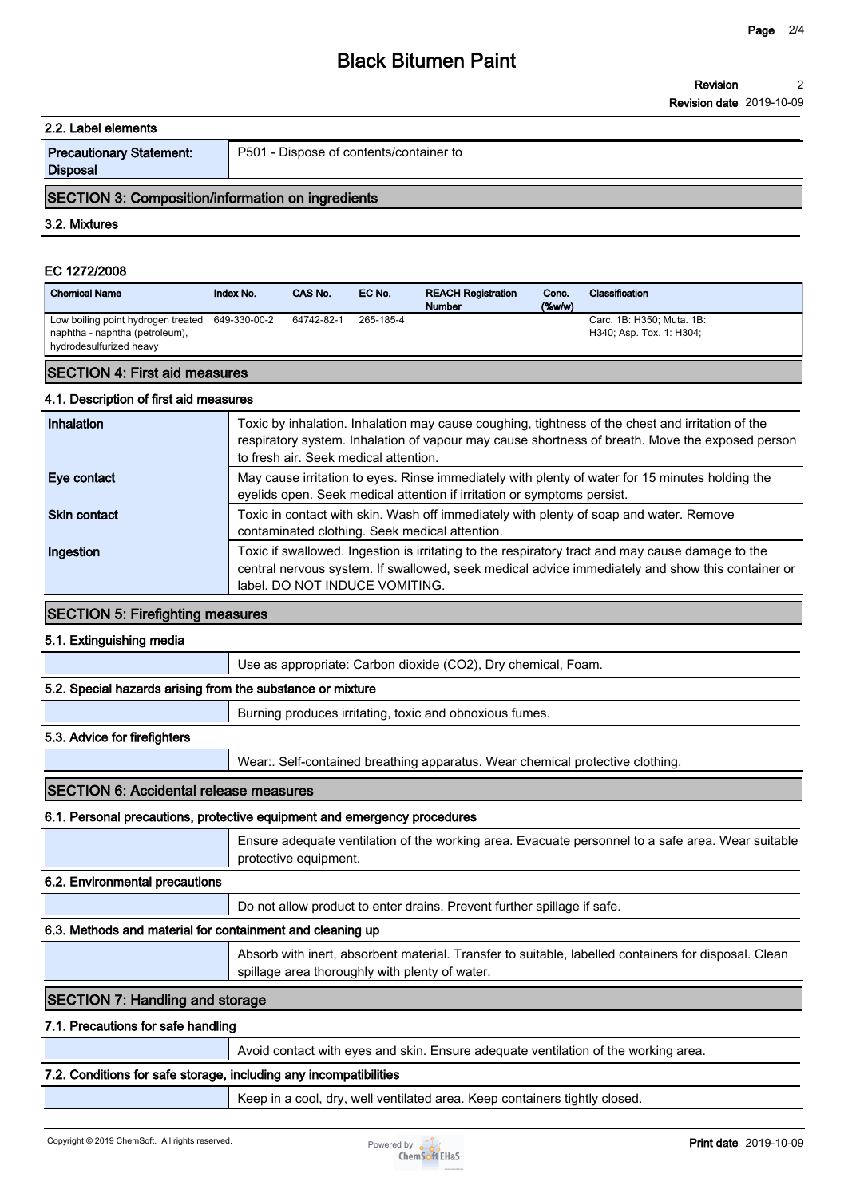### 2.2. Label elements

| Precautionary Statement: Disposal | P501 - Dispose of contents/container to |
|---|---|

## SECTION 3: Composition/information on ingredients

### 3.2. Mixtures

**EC 1272/2008**

| Chemical Name | Index No. | CAS No. | EC No. | REACH Registration Number | Conc. (%w/w) | Classification |
|---|---|---|---|---|---|---|
| Low boiling point hydrogen treated naphtha - naphtha (petroleum), hydrodesulfurized heavy | 649-330-00-2 | 64742-82-1 | 265-185-4 | | | Carc. 1B: H350; Muta. 1B: H340; Asp. Tox. 1: H304; |

## SECTION 4: First aid measures

### 4.1. Description of first aid measures

| | |
|---|---|
| **Inhalation** | Toxic by inhalation. Inhalation may cause coughing, tightness of the chest and irritation of the respiratory system. Inhalation of vapour may cause shortness of breath. Move the exposed person to fresh air. Seek medical attention. |
| **Eye contact** | May cause irritation to eyes. Rinse immediately with plenty of water for 15 minutes holding the eyelids open. Seek medical attention if irritation or symptoms persist. |
| **Skin contact** | Toxic in contact with skin. Wash off immediately with plenty of soap and water. Remove contaminated clothing. Seek medical attention. |
| **Ingestion** | Toxic if swallowed. Ingestion is irritating to the respiratory tract and may cause damage to the central nervous system. If swallowed, seek medical advice immediately and show this container or label. DO NOT INDUCE VOMITING. |

## SECTION 5: Firefighting measures

### 5.1. Extinguishing media

Use as appropriate: Carbon dioxide ($CO_2$), Dry chemical, Foam.

### 5.2. Special hazards arising from the substance or mixture

Burning produces irritating, toxic and obnoxious fumes.

### 5.3. Advice for firefighters

Wear:. Self-contained breathing apparatus. Wear chemical protective clothing.

## SECTION 6: Accidental release measures

### 6.1. Personal precautions, protective equipment and emergency procedures

Ensure adequate ventilation of the working area. Evacuate personnel to a safe area. Wear suitable protective equipment.

### 6.2. Environmental precautions

Do not allow product to enter drains. Prevent further spillage if safe.

### 6.3. Methods and material for containment and cleaning up

Absorb with inert, absorbent material. Transfer to suitable, labelled containers for disposal. Clean spillage area thoroughly with plenty of water.

## SECTION 7: Handling and storage

### 7.1. Precautions for safe handling

Avoid contact with eyes and skin. Ensure adequate ventilation of the working area.

### 7.2. Conditions for safe storage, including any incompatibilities

Keep in a cool, dry, well ventilated area. Keep containers tightly closed.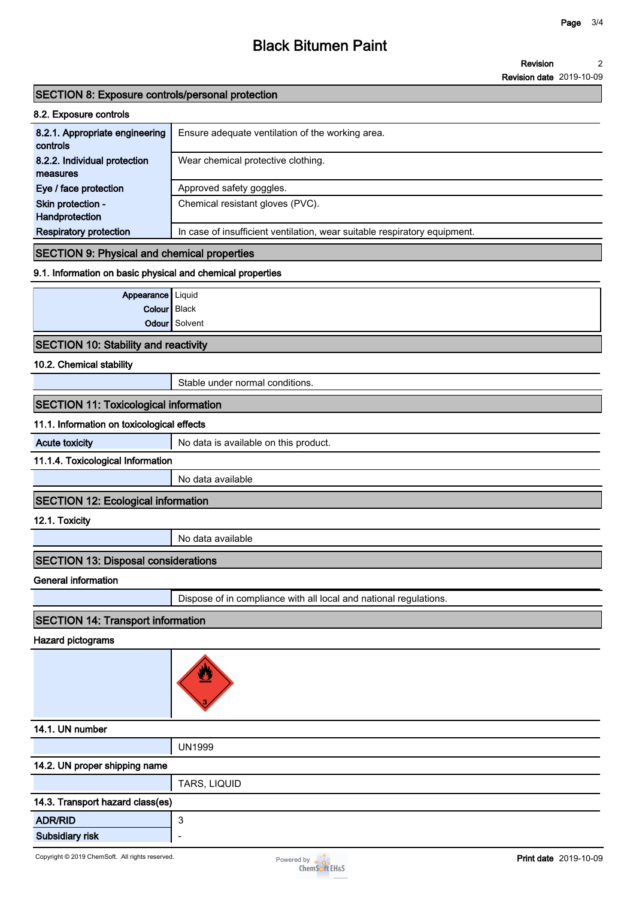# Black Bitumen Paint

**Revision** 2

**Revision date** 2019-10-09

## SECTION 8: Exposure controls/personal protection

### 8.2. Exposure controls

| | |
|---|---|
| **8.2.1. Appropriate engineering controls** | Ensure adequate ventilation of the working area. |
| **8.2.2. Individual protection measures** | Wear chemical protective clothing. |
| **Eye / face protection** | Approved safety goggles. |
| **Skin protection - Handprotection** | Chemical resistant gloves (PVC). |
| **Respiratory protection** | In case of insufficient ventilation, wear suitable respiratory equipment. |

## SECTION 9: Physical and chemical properties

### 9.1. Information on basic physical and chemical properties

| | |
|---|---|
| **Appearance** | Liquid |
| **Colour** | Black |
| **Odour** | Solvent |

## SECTION 10: Stability and reactivity

### 10.2. Chemical stability

| | |
|---|---|
| | Stable under normal conditions. |

## SECTION 11: Toxicological information

### 11.1. Information on toxicological effects

| | |
|---|---|
| **Acute toxicity** | No data is available on this product. |

### 11.1.4. Toxicological Information

| | |
|---|---|
| | No data available |

## SECTION 12: Ecological information

### 12.1. Toxicity

| | |
|---|---|
| | No data available |

## SECTION 13: Disposal considerations

### General information

| | |
|---|---|
| | Dispose of in compliance with all local and national regulations. |

## SECTION 14: Transport information

### Hazard pictograms

### 14.1. UN number

| | |
|---|---|
| | UN1999 |

### 14.2. UN proper shipping name

| | |
|---|---|
| | TARS, LIQUID |

### 14.3. Transport hazard class(es)

| | |
|---|---|
| **ADR/RID** | 3 |
| **Subsidiary risk** | - |

Copyright © 2019 ChemSoft. All rights reserved.

**Print date** 2019-10-09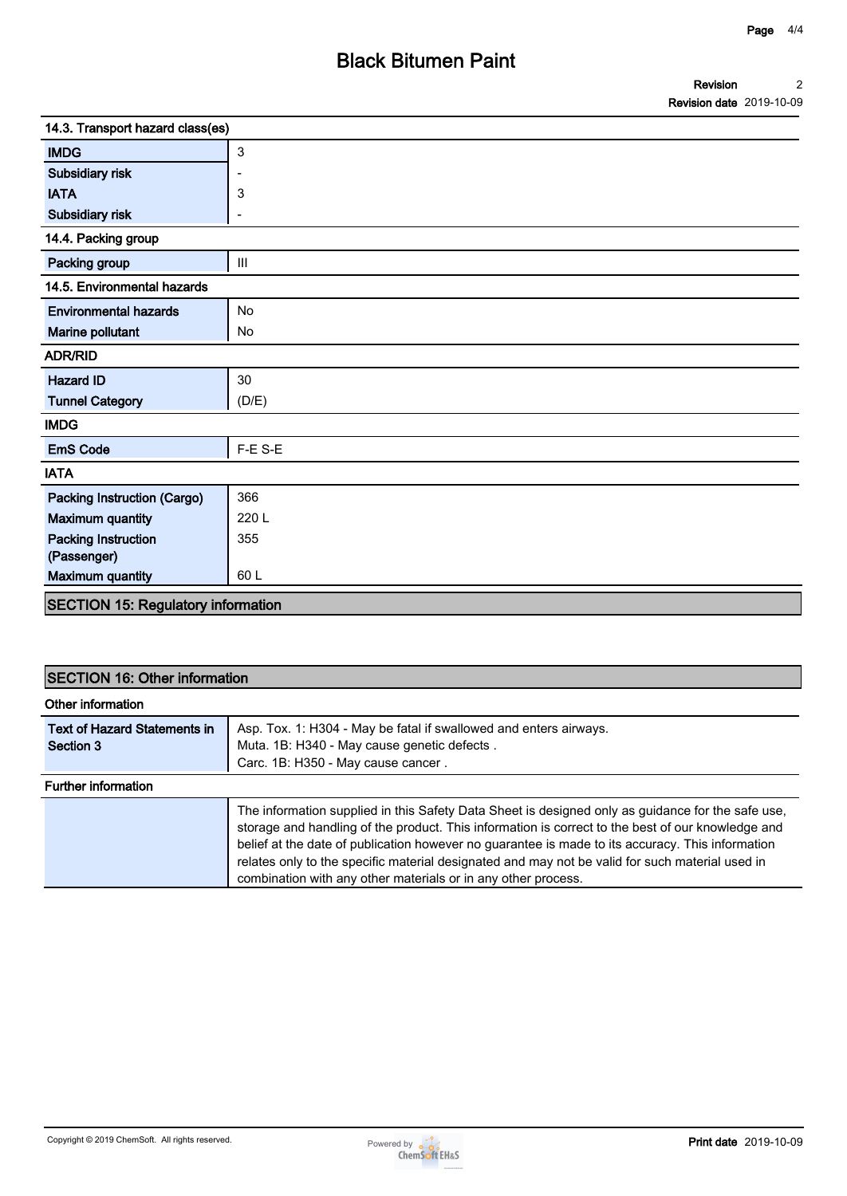### 14.3. Transport hazard class(es)

| | |
|---|---|
| IMDG | 3 |
| Subsidiary risk | - |
| IATA | 3 |
| Subsidiary risk | - |

### 14.4. Packing group

| | |
|---|---|
| Packing group | III |

### 14.5. Environmental hazards

| | |
|---|---|
| Environmental hazards | No |
| Marine pollutant | No |

### ADR/RID

| | |
|---|---|
| Hazard ID | 30 |
| Tunnel Category | (D/E) |

### IMDG

| | |
|---|---|
| EmS Code | F-E S-E |

### IATA

| | |
|---|---|
| Packing Instruction (Cargo) | 366 |
| Maximum quantity | 220 L |
| Packing Instruction (Passenger) | 355 |
| Maximum quantity | 60 L |

## SECTION 15: Regulatory information

## SECTION 16: Other information

### Other information

| | |
|---|---|
| Text of Hazard Statements in Section 3 | Asp. Tox. 1: H304 - May be fatal if swallowed and enters airways.<br>Muta. 1B: H340 - May cause genetic defects .<br>Carc. 1B: H350 - May cause cancer . |

### Further information

The information supplied in this Safety Data Sheet is designed only as guidance for the safe use, storage and handling of the product. This information is correct to the best of our knowledge and belief at the date of publication however no guarantee is made to its accuracy. This information relates only to the specific material designated and may not be valid for such material used in combination with any other materials or in any other process.